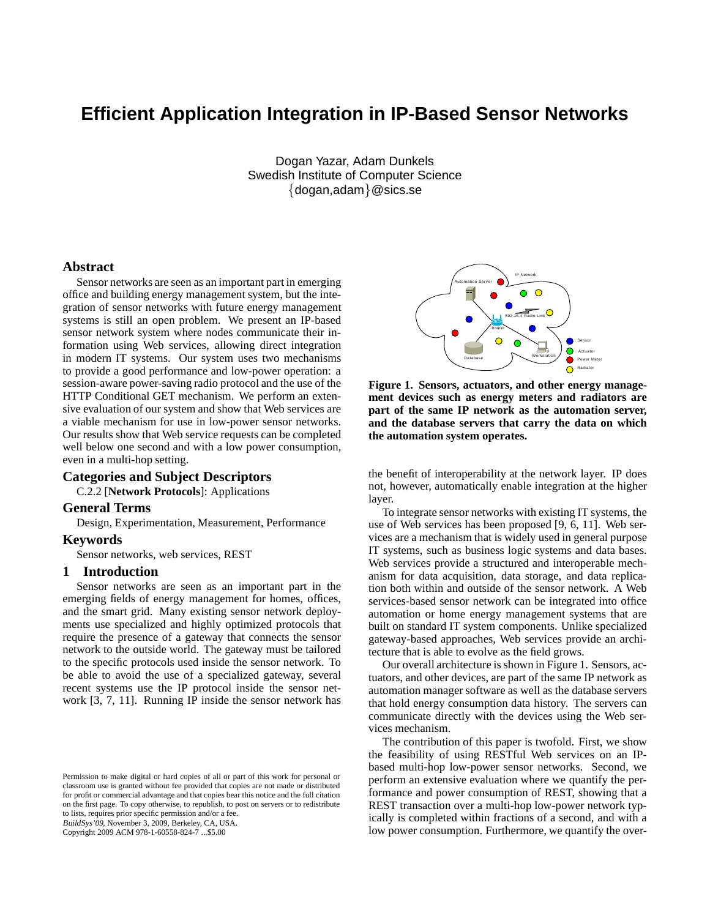# Efficient Application Integration in IP-Based Sensor Networks

Dogan Yazar, Adam Dunkels
Swedish Institute of Computer Science
{dogan,adam}@sics.se

## Abstract

Sensor networks are seen as an important part in emerging office and building energy management system, but the integration of sensor networks with future energy management systems is still an open problem. We present an IP-based sensor network system where nodes communicate their information using Web services, allowing direct integration in modern IT systems. Our system uses two mechanisms to provide a good performance and low-power operation: a session-aware power-saving radio protocol and the use of the HTTP Conditional GET mechanism. We perform an extensive evaluation of our system and show that Web services are a viable mechanism for use in low-power sensor networks. Our results show that Web service requests can be completed well below one second and with a low power consumption, even in a multi-hop setting.

## Categories and Subject Descriptors

C.2.2 [**Network Protocols**]: Applications

## General Terms

Design, Experimentation, Measurement, Performance

## Keywords

Sensor networks, web services, REST

## 1 Introduction

Sensor networks are seen as an important part in the emerging fields of energy management for homes, offices, and the smart grid. Many existing sensor network deployments use specialized and highly optimized protocols that require the presence of a gateway that connects the sensor network to the outside world. The gateway must be tailored to the specific protocols used inside the sensor network. To be able to avoid the use of a specialized gateway, several recent systems use the IP protocol inside the sensor network [3, 7, 11]. Running IP inside the sensor network has the benefit of interoperability at the network layer. IP does not, however, automatically enable integration at the higher layer.

**Figure 1. Sensors, actuators, and other energy management devices such as energy meters and radiators are part of the same IP network as the automation server, and the database servers that carry the data on which the automation system operates.**

To integrate sensor networks with existing IT systems, the use of Web services has been proposed [9, 6, 11]. Web services are a mechanism that is widely used in general purpose IT systems, such as business logic systems and data bases. Web services provide a structured and interoperable mechanism for data acquisition, data storage, and data replication both within and outside of the sensor network. A Web services-based sensor network can be integrated into office automation or home energy management systems that are built on standard IT system components. Unlike specialized gateway-based approaches, Web services provide an architecture that is able to evolve as the field grows.

Our overall architecture is shown in Figure 1. Sensors, actuators, and other devices, are part of the same IP network as automation manager software as well as the database servers that hold energy consumption data history. The servers can communicate directly with the devices using the Web services mechanism.

The contribution of this paper is twofold. First, we show the feasibility of using RESTful Web services on an IP-based multi-hop low-power sensor networks. Second, we perform an extensive evaluation where we quantify the performance and power consumption of REST, showing that a REST transaction over a multi-hop low-power network typically is completed within fractions of a second, and with a low power consumption. Furthermore, we quantify the over-

Permission to make digital or hard copies of all or part of this work for personal or classroom use is granted without fee provided that copies are not made or distributed for profit or commercial advantage and that copies bear this notice and the full citation on the first page. To copy otherwise, to republish, to post on servers or to redistribute to lists, requires prior specific permission and/or a fee.
*BuildSys'09*, November 3, 2009, Berkeley, CA, USA.
Copyright 2009 ACM 978-1-60558-824-7 ...$5.00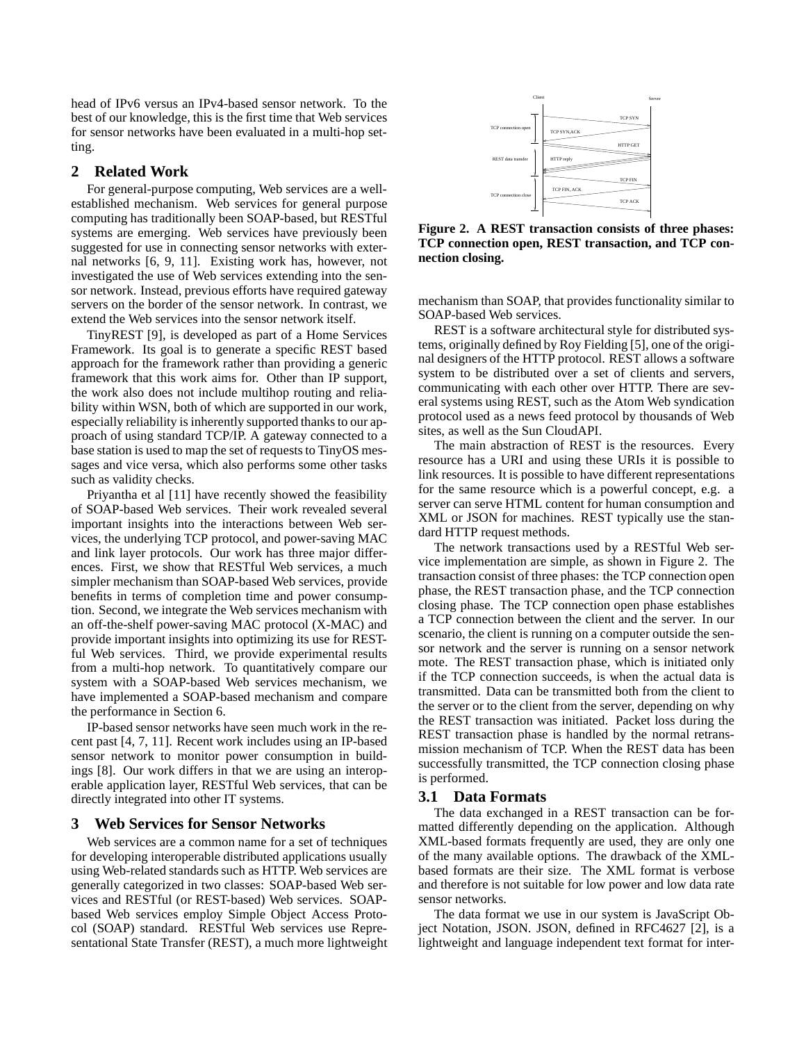head of IPv6 versus an IPv4-based sensor network. To the best of our knowledge, this is the first time that Web services for sensor networks have been evaluated in a multi-hop setting.

## 2 Related Work

For general-purpose computing, Web services are a well-established mechanism. Web services for general purpose computing has traditionally been SOAP-based, but RESTful systems are emerging. Web services have previously been suggested for use in connecting sensor networks with external networks [6, 9, 11]. Existing work has, however, not investigated the use of Web services extending into the sensor network. Instead, previous efforts have required gateway servers on the border of the sensor network. In contrast, we extend the Web services into the sensor network itself.

TinyREST [9], is developed as part of a Home Services Framework. Its goal is to generate a specific REST based approach for the framework rather than providing a generic framework that this work aims for. Other than IP support, the work also does not include multihop routing and reliability within WSN, both of which are supported in our work, especially reliability is inherently supported thanks to our approach of using standard TCP/IP. A gateway connected to a base station is used to map the set of requests to TinyOS messages and vice versa, which also performs some other tasks such as validity checks.

Priyantha et al [11] have recently showed the feasibility of SOAP-based Web services. Their work revealed several important insights into the interactions between Web services, the underlying TCP protocol, and power-saving MAC and link layer protocols. Our work has three major differences. First, we show that RESTful Web services, a much simpler mechanism than SOAP-based Web services, provide benefits in terms of completion time and power consumption. Second, we integrate the Web services mechanism with an off-the-shelf power-saving MAC protocol (X-MAC) and provide important insights into optimizing its use for RESTful Web services. Third, we provide experimental results from a multi-hop network. To quantitatively compare our system with a SOAP-based Web services mechanism, we have implemented a SOAP-based mechanism and compare the performance in Section 6.

IP-based sensor networks have seen much work in the recent past [4, 7, 11]. Recent work includes using an IP-based sensor network to monitor power consumption in buildings [8]. Our work differs in that we are using an interoperable application layer, RESTful Web services, that can be directly integrated into other IT systems.

## 3 Web Services for Sensor Networks

Web services are a common name for a set of techniques for developing interoperable distributed applications usually using Web-related standards such as HTTP. Web services are generally categorized in two classes: SOAP-based Web services and RESTful (or REST-based) Web services. SOAP-based Web services employ Simple Object Access Protocol (SOAP) standard. RESTful Web services use Representational State Transfer (REST), a much more lightweight mechanism than SOAP, that provides functionality similar to SOAP-based Web services.

**Figure 2. A REST transaction consists of three phases: TCP connection open, REST transaction, and TCP connection closing.**

REST is a software architectural style for distributed systems, originally defined by Roy Fielding [5], one of the original designers of the HTTP protocol. REST allows a software system to be distributed over a set of clients and servers, communicating with each other over HTTP. There are several systems using REST, such as the Atom Web syndication protocol used as a news feed protocol by thousands of Web sites, as well as the Sun CloudAPI.

The main abstraction of REST is the resources. Every resource has a URI and using these URIs it is possible to link resources. It is possible to have different representations for the same resource which is a powerful concept, e.g. a server can serve HTML content for human consumption and XML or JSON for machines. REST typically use the standard HTTP request methods.

The network transactions used by a RESTful Web service implementation are simple, as shown in Figure 2. The transaction consist of three phases: the TCP connection open phase, the REST transaction phase, and the TCP connection closing phase. The TCP connection open phase establishes a TCP connection between the client and the server. In our scenario, the client is running on a computer outside the sensor network and the server is running on a sensor network mote. The REST transaction phase, which is initiated only if the TCP connection succeeds, is when the actual data is transmitted. Data can be transmitted both from the client to the server or to the client from the server, depending on why the REST transaction was initiated. Packet loss during the REST transaction phase is handled by the normal retransmission mechanism of TCP. When the REST data has been successfully transmitted, the TCP connection closing phase is performed.

### 3.1 Data Formats

The data exchanged in a REST transaction can be formatted differently depending on the application. Although XML-based formats frequently are used, they are only one of the many available options. The drawback of the XML-based formats are their size. The XML format is verbose and therefore is not suitable for low power and low data rate sensor networks.

The data format we use in our system is JavaScript Object Notation, JSON. JSON, defined in RFC4627 [2], is a lightweight and language independent text format for inter-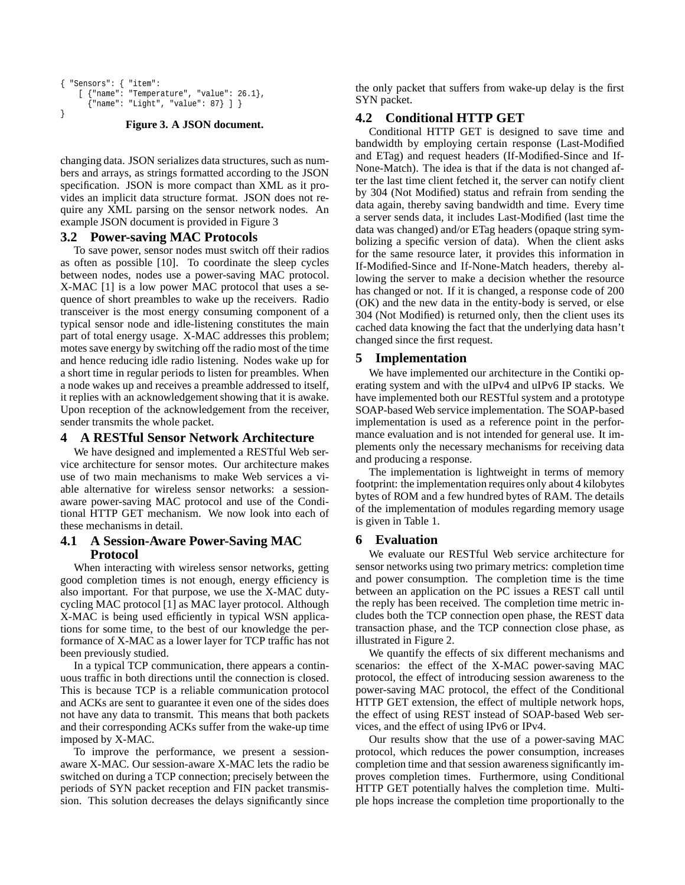```
{ "Sensors": { "item":
    [ {"name": "Temperature", "value": 26.1},
      {"name": "Light", "value": 87} ] }
}
```

**Figure 3. A JSON document.**

changing data. JSON serializes data structures, such as numbers and arrays, as strings formatted according to the JSON specification. JSON is more compact than XML as it provides an implicit data structure format. JSON does not require any XML parsing on the sensor network nodes. An example JSON document is provided in Figure 3

## 3.2 Power-saving MAC Protocols

To save power, sensor nodes must switch off their radios as often as possible [10]. To coordinate the sleep cycles between nodes, nodes use a power-saving MAC protocol. X-MAC [1] is a low power MAC protocol that uses a sequence of short preambles to wake up the receivers. Radio transceiver is the most energy consuming component of a typical sensor node and idle-listening constitutes the main part of total energy usage. X-MAC addresses this problem; motes save energy by switching off the radio most of the time and hence reducing idle radio listening. Nodes wake up for a short time in regular periods to listen for preambles. When a node wakes up and receives a preamble addressed to itself, it replies with an acknowledgement showing that it is awake. Upon reception of the acknowledgement from the receiver, sender transmits the whole packet.

# 4 A RESTful Sensor Network Architecture

We have designed and implemented a RESTful Web service architecture for sensor motes. Our architecture makes use of two main mechanisms to make Web services a viable alternative for wireless sensor networks: a session-aware power-saving MAC protocol and use of the Conditional HTTP GET mechanism. We now look into each of these mechanisms in detail.

## 4.1 A Session-Aware Power-Saving MAC Protocol

When interacting with wireless sensor networks, getting good completion times is not enough, energy efficiency is also important. For that purpose, we use the X-MAC duty-cycling MAC protocol [1] as MAC layer protocol. Although X-MAC is being used efficiently in typical WSN applications for some time, to the best of our knowledge the performance of X-MAC as a lower layer for TCP traffic has not been previously studied.

In a typical TCP communication, there appears a continuous traffic in both directions until the connection is closed. This is because TCP is a reliable communication protocol and ACKs are sent to guarantee it even one of the sides does not have any data to transmit. This means that both packets and their corresponding ACKs suffer from the wake-up time imposed by X-MAC.

To improve the performance, we present a session-aware X-MAC. Our session-aware X-MAC lets the radio be switched on during a TCP connection; precisely between the periods of SYN packet reception and FIN packet transmission. This solution decreases the delays significantly since the only packet that suffers from wake-up delay is the first SYN packet.

## 4.2 Conditional HTTP GET

Conditional HTTP GET is designed to save time and bandwidth by employing certain response (Last-Modified and ETag) and request headers (If-Modified-Since and If-None-Match). The idea is that if the data is not changed after the last time client fetched it, the server can notify client by 304 (Not Modified) status and refrain from sending the data again, thereby saving bandwidth and time. Every time a server sends data, it includes Last-Modified (last time the data was changed) and/or ETag headers (opaque string symbolizing a specific version of data). When the client asks for the same resource later, it provides this information in If-Modified-Since and If-None-Match headers, thereby allowing the server to make a decision whether the resource has changed or not. If it is changed, a response code of 200 (OK) and the new data in the entity-body is served, or else 304 (Not Modified) is returned only, then the client uses its cached data knowing the fact that the underlying data hasn't changed since the first request.

# 5 Implementation

We have implemented our architecture in the Contiki operating system and with the uIPv4 and uIPv6 IP stacks. We have implemented both our RESTful system and a prototype SOAP-based Web service implementation. The SOAP-based implementation is used as a reference point in the performance evaluation and is not intended for general use. It implements only the necessary mechanisms for receiving data and producing a response.

The implementation is lightweight in terms of memory footprint: the implementation requires only about 4 kilobytes bytes of ROM and a few hundred bytes of RAM. The details of the implementation of modules regarding memory usage is given in Table 1.

# 6 Evaluation

We evaluate our RESTful Web service architecture for sensor networks using two primary metrics: completion time and power consumption. The completion time is the time between an application on the PC issues a REST call until the reply has been received. The completion time metric includes both the TCP connection open phase, the REST data transaction phase, and the TCP connection close phase, as illustrated in Figure 2.

We quantify the effects of six different mechanisms and scenarios: the effect of the X-MAC power-saving MAC protocol, the effect of introducing session awareness to the power-saving MAC protocol, the effect of the Conditional HTTP GET extension, the effect of multiple network hops, the effect of using REST instead of SOAP-based Web services, and the effect of using IPv6 or IPv4.

Our results show that the use of a power-saving MAC protocol, which reduces the power consumption, increases completion time and that session awareness significantly improves completion times. Furthermore, using Conditional HTTP GET potentially halves the completion time. Multiple hops increase the completion time proportionally to the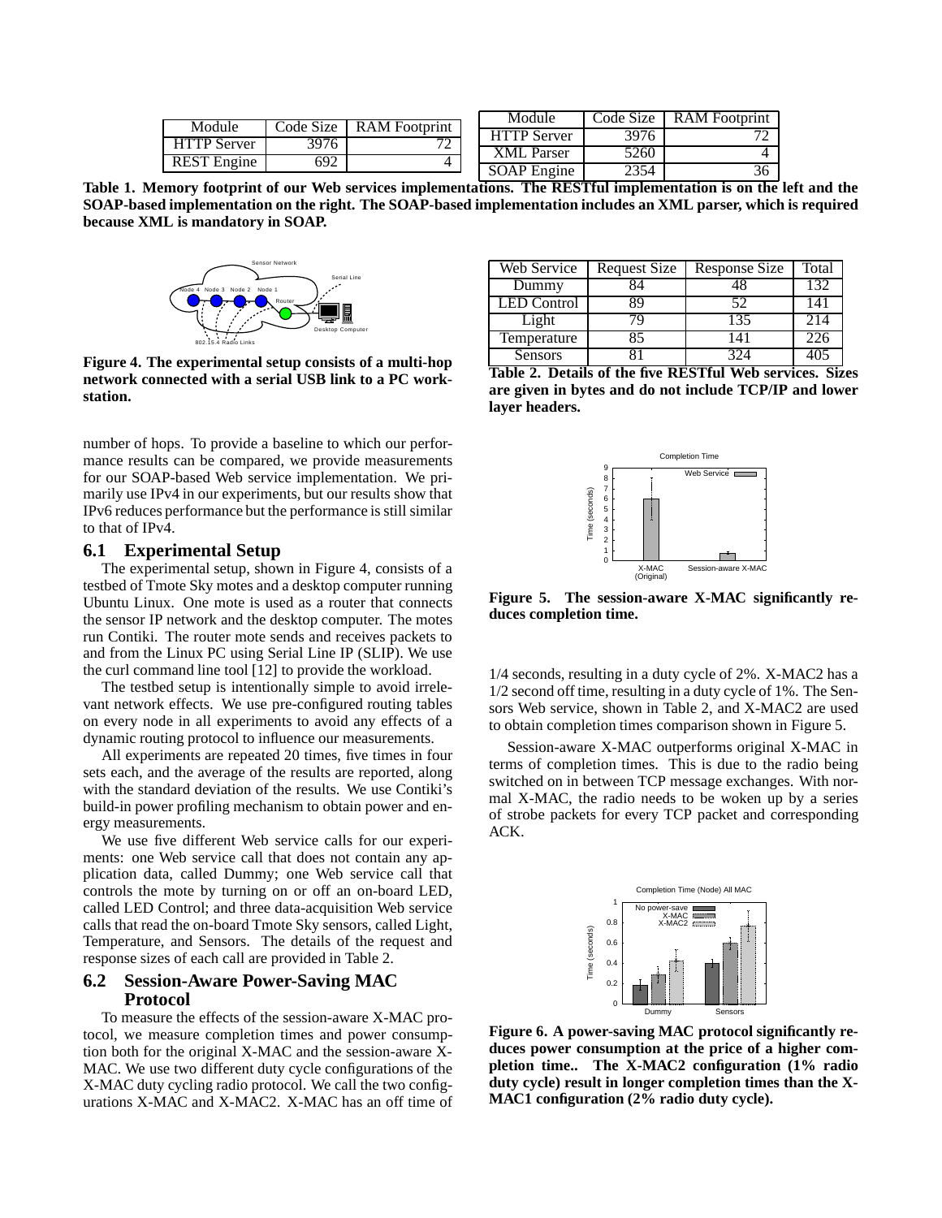| Module | Code Size | RAM Footprint |
|---|---|---|
| HTTP Server | 3976 | 72 |
| REST Engine | 692 | 4 |

| Module | Code Size | RAM Footprint |
|---|---|---|
| HTTP Server | 3976 | 72 |
| XML Parser | 5260 | 4 |
| SOAP Engine | 2354 | 36 |

**Table 1. Memory footprint of our Web services implementations. The RESTful implementation is on the left and the SOAP-based implementation on the right. The SOAP-based implementation includes an XML parser, which is required because XML is mandatory in SOAP.**

**Figure 4. The experimental setup consists of a multi-hop network connected with a serial USB link to a PC workstation.**

number of hops. To provide a baseline to which our performance results can be compared, we provide measurements for our SOAP-based Web service implementation. We primarily use IPv4 in our experiments, but our results show that IPv6 reduces performance but the performance is still similar to that of IPv4.

## 6.1 Experimental Setup

The experimental setup, shown in Figure 4, consists of a testbed of Tmote Sky motes and a desktop computer running Ubuntu Linux. One mote is used as a router that connects the sensor IP network and the desktop computer. The motes run Contiki. The router mote sends and receives packets to and from the Linux PC using Serial Line IP (SLIP). We use the curl command line tool [12] to provide the workload.

The testbed setup is intentionally simple to avoid irrelevant network effects. We use pre-configured routing tables on every node in all experiments to avoid any effects of a dynamic routing protocol to influence our measurements.

All experiments are repeated 20 times, five times in four sets each, and the average of the results are reported, along with the standard deviation of the results. We use Contiki's build-in power profiling mechanism to obtain power and energy measurements.

We use five different Web service calls for our experiments: one Web service call that does not contain any application data, called Dummy; one Web service call that controls the mote by turning on or off an on-board LED, called LED Control; and three data-acquisition Web service calls that read the on-board Tmote Sky sensors, called Light, Temperature, and Sensors. The details of the request and response sizes of each call are provided in Table 2.

## 6.2 Session-Aware Power-Saving MAC Protocol

To measure the effects of the session-aware X-MAC protocol, we measure completion times and power consumption both for the original X-MAC and the session-aware X-MAC. We use two different duty cycle configurations of the X-MAC duty cycling radio protocol. We call the two configurations X-MAC and X-MAC2. X-MAC has an off time of 1/4 seconds, resulting in a duty cycle of 2%. X-MAC2 has a 1/2 second off time, resulting in a duty cycle of 1%. The Sensors Web service, shown in Table 2, and X-MAC2 are used to obtain completion times comparison shown in Figure 5.

Session-aware X-MAC outperforms original X-MAC in terms of completion times. This is due to the radio being switched on in between TCP message exchanges. With normal X-MAC, the radio needs to be woken up by a series of strobe packets for every TCP packet and corresponding ACK.

| Web Service | Request Size | Response Size | Total |
|---|---|---|---|
| Dummy | 84 | 48 | 132 |
| LED Control | 89 | 52 | 141 |
| Light | 79 | 135 | 214 |
| Temperature | 85 | 141 | 226 |
| Sensors | 81 | 324 | 405 |

**Table 2. Details of the five RESTful Web services. Sizes are given in bytes and do not include TCP/IP and lower layer headers.**

**Figure 5. The session-aware X-MAC significantly reduces completion time.**

**Figure 6. A power-saving MAC protocol significantly reduces power consumption at the price of a higher completion time.. The X-MAC2 configuration (1% radio duty cycle) result in longer completion times than the X-MAC1 configuration (2% radio duty cycle).**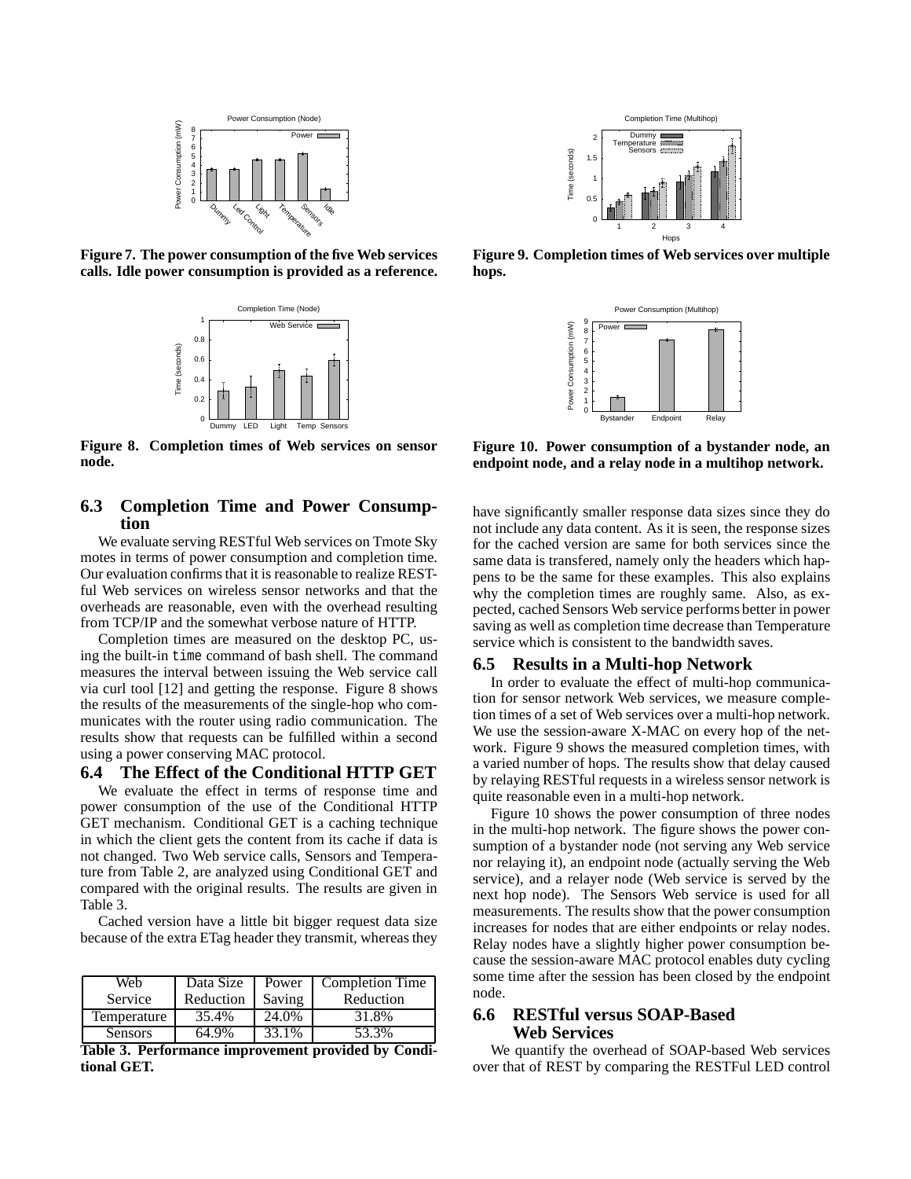Figure 7. The power consumption of the five Web services calls. Idle power consumption is provided as a reference.

Figure 8. Completion times of Web services on sensor node.

## 6.3 Completion Time and Power Consumption

We evaluate serving RESTful Web services on Tmote Sky motes in terms of power consumption and completion time. Our evaluation confirms that it is reasonable to realize RESTful Web services on wireless sensor networks and that the overheads are reasonable, even with the overhead resulting from TCP/IP and the somewhat verbose nature of HTTP.

Completion times are measured on the desktop PC, using the built-in `time` command of bash shell. The command measures the interval between issuing the Web service call via curl tool [12] and getting the response. Figure 8 shows the results of the measurements of the single-hop who communicates with the router using radio communication. The results show that requests can be fulfilled within a second using a power conserving MAC protocol.

## 6.4 The Effect of the Conditional HTTP GET

We evaluate the effect in terms of response time and power consumption of the use of the Conditional HTTP GET mechanism. Conditional GET is a caching technique in which the client gets the content from its cache if data is not changed. Two Web service calls, Sensors and Temperature from Table 2, are analyzed using Conditional GET and compared with the original results. The results are given in Table 3.

Cached version have a little bit bigger request data size because of the extra ETag header they transmit, whereas they have significantly smaller response data sizes since they do not include any data content. As it is seen, the response sizes for the cached version are same for both services since the same data is transfered, namely only the headers which happens to be the same for these examples. This also explains why the completion times are roughly same. Also, as expected, cached Sensors Web service performs better in power saving as well as completion time decrease than Temperature service which is consistent to the bandwidth saves.

| Web Service | Data Size Reduction | Power Saving | Completion Time Reduction |
|---|---|---|---|
| Temperature | 35.4% | 24.0% | 31.8% |
| Sensors | 64.9% | 33.1% | 53.3% |

**Table 3. Performance improvement provided by Conditional GET.**

Figure 9. Completion times of Web services over multiple hops.

Figure 10. Power consumption of a bystander node, an endpoint node, and a relay node in a multihop network.

## 6.5 Results in a Multi-hop Network

In order to evaluate the effect of multi-hop communication for sensor network Web services, we measure completion times of a set of Web services over a multi-hop network. We use the session-aware X-MAC on every hop of the network. Figure 9 shows the measured completion times, with a varied number of hops. The results show that delay caused by relaying RESTful requests in a wireless sensor network is quite reasonable even in a multi-hop network.

Figure 10 shows the power consumption of three nodes in the multi-hop network. The figure shows the power consumption of a bystander node (not serving any Web service nor relaying it), an endpoint node (actually serving the Web service), and a relayer node (Web service is served by the next hop node). The Sensors Web service is used for all measurements. The results show that the power consumption increases for nodes that are either endpoints or relay nodes. Relay nodes have a slightly higher power consumption because the session-aware MAC protocol enables duty cycling some time after the session has been closed by the endpoint node.

## 6.6 RESTful versus SOAP-Based Web Services

We quantify the overhead of SOAP-based Web services over that of REST by comparing the RESTFul LED control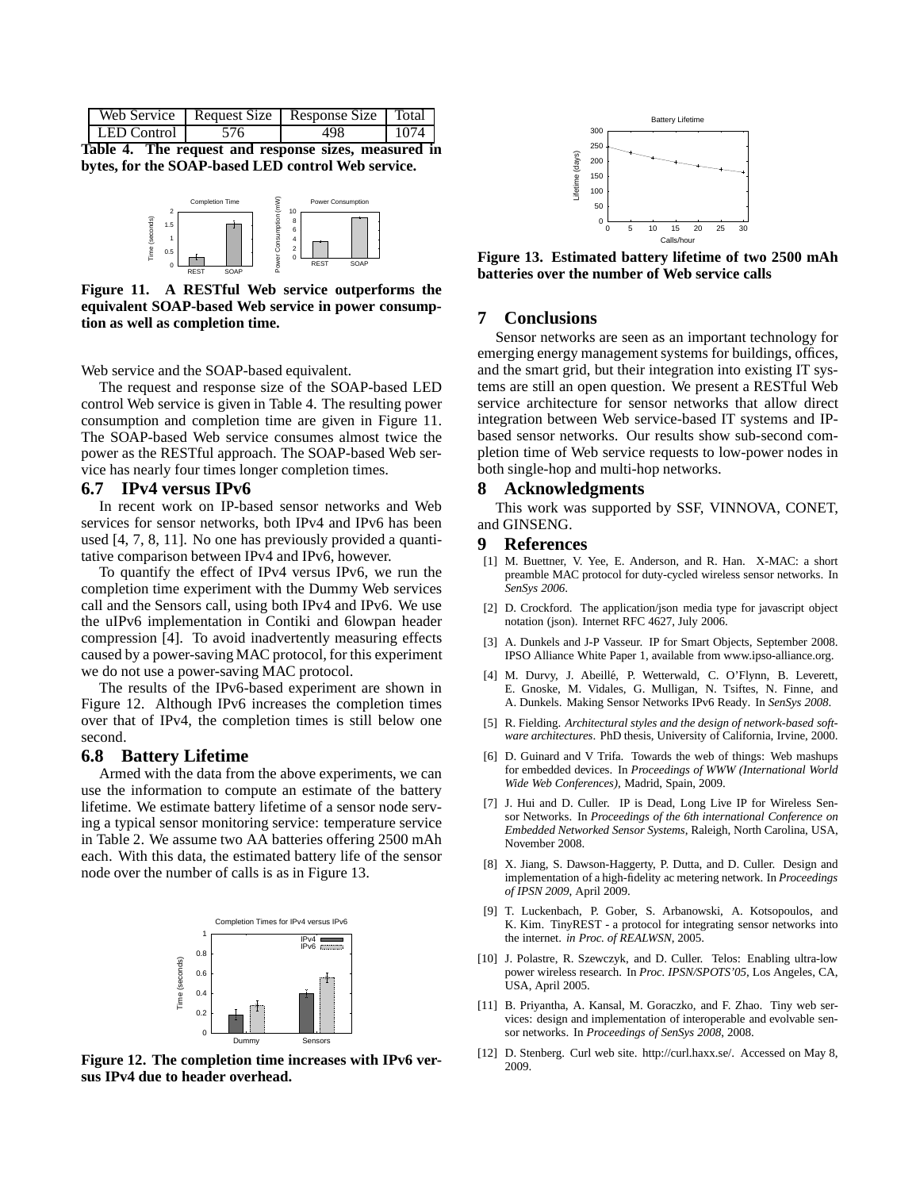| Web Service | Request Size | Response Size | Total |
|---|---|---|---|
| LED Control | 576 | 498 | 1074 |

**Table 4. The request and response sizes, measured in bytes, for the SOAP-based LED control Web service.**

Completion Time

Time (seconds)

2
1.5
1
0.5
0

REST SOAP

Power Consumption

Power Consumption (mW)

10
8
6
4
2
0

REST SOAP

**Figure 11. A RESTful Web service outperforms the equivalent SOAP-based Web service in power consumption as well as completion time.**

Web service and the SOAP-based equivalent.

The request and response size of the SOAP-based LED control Web service is given in Table 4. The resulting power consumption and completion time are given in Figure 11. The SOAP-based Web service consumes almost twice the power as the RESTful approach. The SOAP-based Web service has nearly four times longer completion times.

### 6.7 IPv4 versus IPv6

In recent work on IP-based sensor networks and Web services for sensor networks, both IPv4 and IPv6 has been used [4, 7, 8, 11]. No one has previously provided a quantitative comparison between IPv4 and IPv6, however.

To quantify the effect of IPv4 versus IPv6, we run the completion time experiment with the Dummy Web services call and the Sensors call, using both IPv4 and IPv6. We use the uIPv6 implementation in Contiki and 6lowpan header compression [4]. To avoid inadvertently measuring effects caused by a power-saving MAC protocol, for this experiment we do not use a power-saving MAC protocol.

The results of the IPv6-based experiment are shown in Figure 12. Although IPv6 increases the completion times over that of IPv4, the completion times is still below one second.

### 6.8 Battery Lifetime

Armed with the data from the above experiments, we can use the information to compute an estimate of the battery lifetime. We estimate battery lifetime of a sensor node serving a typical sensor monitoring service: temperature service in Table 2. We assume two AA batteries offering 2500 mAh each. With this data, the estimated battery life of the sensor node over the number of calls is as in Figure 13.

Completion Times for IPv4 versus IPv6

Time (seconds)

1
0.8
0.6
0.4
0.2
0

IPv4
IPv6

Dummy Sensors

**Figure 12. The completion time increases with IPv6 versus IPv4 due to header overhead.**

Battery Lifetime

Lifetime (days)

300
250
200
150
100
50
0

0 5 10 15 20 25 30

Calls/hour

**Figure 13. Estimated battery lifetime of two 2500 mAh batteries over the number of Web service calls**

## 7 Conclusions

Sensor networks are seen as an important technology for emerging energy management systems for buildings, offices, and the smart grid, but their integration into existing IT systems are still an open question. We present a RESTful Web service architecture for sensor networks that allow direct integration between Web service-based IT systems and IP-based sensor networks. Our results show sub-second completion time of Web service requests to low-power nodes in both single-hop and multi-hop networks.

## 8 Acknowledgments

This work was supported by SSF, VINNOVA, CONET, and GINSENG.

## 9 References

[1] M. Buettner, V. Yee, E. Anderson, and R. Han. X-MAC: a short preamble MAC protocol for duty-cycled wireless sensor networks. In *SenSys 2006*.

[2] D. Crockford. The application/json media type for javascript object notation (json). Internet RFC 4627, July 2006.

[3] A. Dunkels and J-P Vasseur. IP for Smart Objects, September 2008. IPSO Alliance White Paper 1, available from www.ipso-alliance.org.

[4] M. Durvy, J. Abeillé, P. Wetterwald, C. O'Flynn, B. Leverett, E. Gnoske, M. Vidales, G. Mulligan, N. Tsiftes, N. Finne, and A. Dunkels. Making Sensor Networks IPv6 Ready. In *SenSys 2008*.

[5] R. Fielding. *Architectural styles and the design of network-based software architectures*. PhD thesis, University of California, Irvine, 2000.

[6] D. Guinard and V Trifa. Towards the web of things: Web mashups for embedded devices. In *Proceedings of WWW (International World Wide Web Conferences)*, Madrid, Spain, 2009.

[7] J. Hui and D. Culler. IP is Dead, Long Live IP for Wireless Sensor Networks. In *Proceedings of the 6th international Conference on Embedded Networked Sensor Systems*, Raleigh, North Carolina, USA, November 2008.

[8] X. Jiang, S. Dawson-Haggerty, P. Dutta, and D. Culler. Design and implementation of a high-fidelity ac metering network. In *Proceedings of IPSN 2009*, April 2009.

[9] T. Luckenbach, P. Gober, S. Arbanowski, A. Kotsopoulos, and K. Kim. TinyREST - a protocol for integrating sensor networks into the internet. *in Proc. of REALWSN*, 2005.

[10] J. Polastre, R. Szewczyk, and D. Culler. Telos: Enabling ultra-low power wireless research. In *Proc. IPSN/SPOTS'05*, Los Angeles, CA, USA, April 2005.

[11] B. Priyantha, A. Kansal, M. Goraczko, and F. Zhao. Tiny web services: design and implementation of interoperable and evolvable sensor networks. In *Proceedings of SenSys 2008*, 2008.

[12] D. Stenberg. Curl web site. http://curl.haxx.se/. Accessed on May 8, 2009.